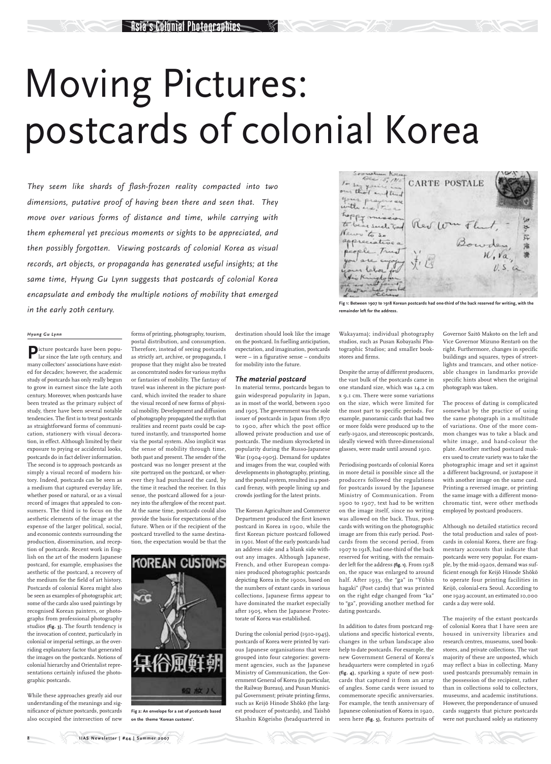# Moving Pictures: postcards of colonial Korea

*They seem like shards of flash-frozen reality compacted into two dimensions, putative proof of having been there and seen that. They move over various forms of distance and time, while carrying with them ephemeral yet precious moments or sights to be appreciated, and then possibly forgotten. Viewing postcards of colonial Korea as visual records, art objects, or propaganda has generated useful insights; at the same time, Hyung Gu Lynn suggests that postcards of colonial Korea encapsulate and embody the multiple notions of mobility that emerged in the early 20th century.*

Fig 1: Between 1907 to 1918 Korean postcards had one-third of the back reserved for writing, with the remainder left for the address.

***Hyung Gu Lynn***

Picture postcards have been popular since the late 19th century, and many collectors' associations have existed for decades; however, the academic study of postcards has only really begun to grow in earnest since the late 20th century. Moreover, when postcards have been treated as the primary subject of study, there have been several notable tendencies. The first is to treat postcards as straightforward forms of communication, stationery with visual decoration, in effect. Although limited by their exposure to prying or accidental looks, postcards do in fact deliver information. The second is to approach postcards as simply a visual record of modern history. Indeed, postcards can be seen as a medium that captured everyday life, whether posed or natural, or as a visual record of images that appealed to consumers. The third is to focus on the aesthetic elements of the image at the expense of the larger political, social, and economic contexts surrounding the production, dissemination, and reception of postcards. Recent work in English on the art of the modern Japanese postcard, for example, emphasises the aesthetic of the postcard, a recovery of the medium for the field of art history. Postcards of colonial Korea might also be seen as examples of photographic art; some of the cards also used paintings by recognised Korean painters, or photographs from professional photography studios **(fig. 3)**. The fourth tendency is the invocation of context, particularly in colonial or imperial settings, as the overriding explanatory factor that generated the images on the postcards. Notions of colonial hierarchy and Orientalist representations certainly infused the photographic postcards.

While these approaches greatly aid our understanding of the meanings and significance of picture postcards, postcards also occupied the intersection of new forms of printing, photography, tourism, postal distribution, and consumption. Therefore, instead of seeing postcards as strictly art, archive, or propaganda, I propose that they might also be treated as concentrated nodes for various myths or fantasies of mobility. The fantasy of travel was inherent in the picture postcard, which invited the reader to share the visual record of new forms of physical mobility. Development and diffusion of photography propagated the myth that realities and recent pasts could be captured instantly, and transported home via the postal system. Also implicit was the sense of mobility through time, both past and present. The sender of the postcard was no longer present at the site portrayed on the postcard, or wherever they had purchased the card, by the time it reached the receiver. In this sense, the postcard allowed for a journey into the afterglow of the recent past. At the same time, postcards could also provide the basis for expectations of the future. When or if the recipient of the postcard travelled to the same destination, the expectation would be that the destination should look like the image on the postcard. In fuelling anticipation, expectation, and imagination, postcards were – in a figurative sense – conduits for mobility into the future.

Fig 2: An envelope for a set of postcards based on the theme 'Korean customs'.

### *The material postcard*

In material terms, postcards began to gain widespread popularity in Japan, as in most of the world, between 1900 and 1905. The government was the sole issuer of postcards in Japan from 1870 to 1900, after which the post office allowed private production and use of postcards. The medium skyrocketed in popularity during the Russo-Japanese War (1904-1905). Demand for updates and images from the war, coupled with developments in photography, printing, and the postal system, resulted in a postcard frenzy, with people lining up and crowds jostling for the latest prints.

The Korean Agriculture and Commerce Department produced the first known postcard in Korea in 1900, while the first Korean picture postcard followed in 1901. Most of the early postcards had an address side and a blank side without any images. Although Japanese, French, and other European companies produced photographic postcards depicting Korea in the 1900s, based on the numbers of extant cards in various collections, Japanese firms appear to have dominated the market especially after 1905, when the Japanese Protectorate of Korea was established.

During the colonial period (1910-1945), postcards of Korea were printed by various Japanese organisations that were grouped into four categories: government agencies, such as the Japanese Ministry of Communication, the Government General of Korea (in particular, the Railway Bureau), and Pusan Municipal Government; private printing firms, such as Keijō Hinode Shōkō (the largest producer of postcards), and Taishō Shashin Kōgeisho (headquartered in Wakayama); individual photography studios, such as Pusan Kobayashi Photographic Studios; and smaller bookstores and firms.

Despite the array of different producers, the vast bulk of the postcards came in one standard size, which was 14.2 cm x 9.1 cm. There were some variations on the size, which were limited for the most part to specific periods. For example, panoramic cards that had two or more folds were produced up to the early-1920s, and stereoscopic postcards, ideally viewed with three-dimensional glasses, were made until around 1910.

Periodising postcards of colonial Korea in more detail is possible since all the producers followed the regulations for postcards issued by the Japanese Ministry of Communication. From 1900 to 1907, text had to be written on the image itself, since no writing was allowed on the back. Thus, postcards with writing on the photographic image are from this early period. Postcards from the second period, from 1907 to 1918, had one-third of the back reserved for writing, with the remainder left for the address **(fig. 1)**. From 1918 on, the space was enlarged to around half. After 1933, the "ga" in "Yūbin hagaki" (Post cards) that was printed on the right edge changed from "ka" to "ga", providing another method for dating postcards.

In addition to dates from postcard regulations and specific historical events, changes in the urban landscape also help to date postcards. For example, the new Government General of Korea's headquarters were completed in 1926 **(fig. 4)**, sparking a spate of new postcards that captured it from an array of angles. Some cards were issued to commemorate specific anniversaries. For example, the tenth anniversary of Japanese colonisation of Korea in 1920, seen here **(fig. 5)**, features portraits of Governor Saitō Makoto on the left and Vice Governor Mizuno Rentarō on the right. Furthermore, changes in specific buildings and squares, types of streetlights and tramcars, and other noticeable changes in landmarks provide specific hints about when the original photograph was taken.

The process of dating is complicated somewhat by the practice of using the same photograph in a multitude of variations. One of the more common changes was to take a black and white image, and hand-colour the plate. Another method postcard makers used to create variety was to take the photographic image and set it against a different background, or juxtapose it with another image on the same card. Printing a reversed image, or printing the same image with a different monochromatic tint, were other methods employed by postcard producers.

Although no detailed statistics record the total production and sales of postcards in colonial Korea, there are fragmentary accounts that indicate that postcards were very popular. For example, by the mid-1920s, demand was sufficient enough for Keijō Hinode Shōkō to operate four printing facilities in Keijō, colonial-era Seoul. According to one 1929 account, an estimated 10,000 cards a day were sold.

The majority of the extant postcards of colonial Korea that I have seen are housed in university libraries and research centres, museums, used bookstores, and private collections. The vast majority of these are unposted, which may reflect a bias in collecting. Many used postcards presumably remain in the possession of the recipient, rather than in collections sold to collectors, museums, and academic institutions. However, the preponderance of unused cards suggests that picture postcards were not purchased solely as stationery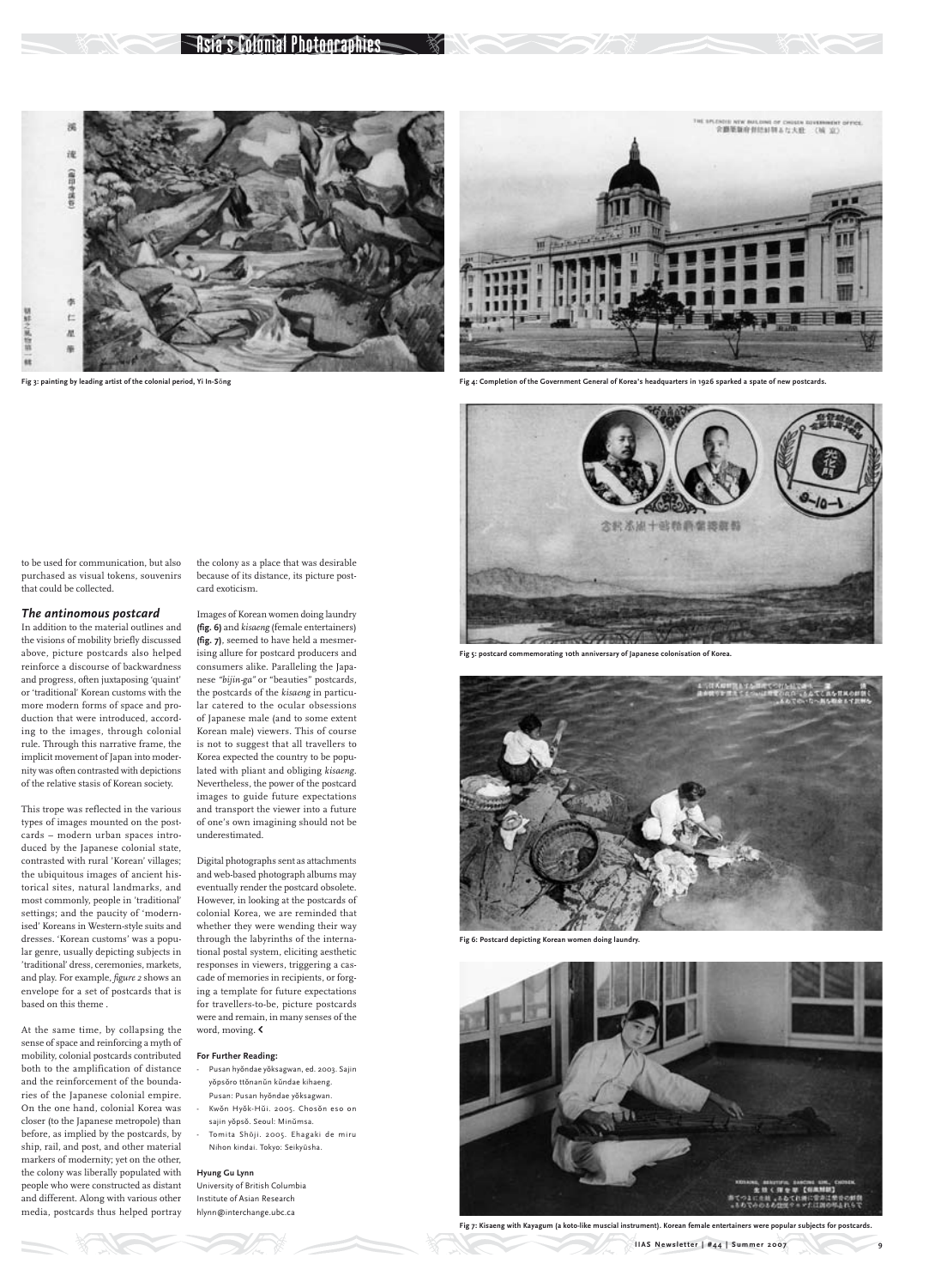Fig 3: painting by leading artist of the colonial period, Yi In-Sŏng

Fig 4: Completion of the Government General of Korea's headquarters in 1926 sparked a spate of new postcards.

Fig 5: postcard commemorating 10th anniversary of Japanese colonisation of Korea.

Fig 6: Postcard depicting Korean women doing laundry.

Fig 7: Kisaeng with Kayagum (a koto-like muscial instrument). Korean female entertainers were popular subjects for postcards.

to be used for communication, but also purchased as visual tokens, souvenirs that could be collected.

### *The antinomous postcard*

In addition to the material outlines and the visions of mobility briefly discussed above, picture postcards also helped reinforce a discourse of backwardness and progress, often juxtaposing 'quaint' or 'traditional' Korean customs with the more modern forms of space and production that were introduced, according to the images, through colonial rule. Through this narrative frame, the implicit movement of Japan into modernity was often contrasted with depictions of the relative stasis of Korean society.

This trope was reflected in the various types of images mounted on the postcards – modern urban spaces introduced by the Japanese colonial state, contrasted with rural 'Korean' villages; the ubiquitous images of ancient historical sites, natural landmarks, and most commonly, people in 'traditional' settings; and the paucity of 'modernised' Koreans in Western-style suits and dresses. 'Korean customs' was a popular genre, usually depicting subjects in 'traditional' dress, ceremonies, markets, and play. For example, *figure 2* shows an envelope for a set of postcards that is based on this theme .

At the same time, by collapsing the sense of space and reinforcing a myth of mobility, colonial postcards contributed both to the amplification of distance and the reinforcement of the boundaries of the Japanese colonial empire. On the one hand, colonial Korea was closer (to the Japanese metropole) than before, as implied by the postcards, by ship, rail, and post, and other material markers of modernity; yet on the other, the colony was liberally populated with people who were constructed as distant and different. Along with various other media, postcards thus helped portray the colony as a place that was desirable because of its distance, its picture postcard exoticism.

Images of Korean women doing laundry **(fig. 6)** and *kisaeng* (female entertainers) **(fig. 7)**, seemed to have held a mesmerising allure for postcard producers and consumers alike. Paralleling the Japanese *"bijin-ga"* or "beauties" postcards, the postcards of the *kisaeng* in particular catered to the ocular obsessions of Japanese male (and to some extent Korean male) viewers. This of course is not to suggest that all travellers to Korea expected the country to be populated with pliant and obliging *kisaeng*. Nevertheless, the power of the postcard images to guide future expectations and transport the viewer into a future of one's own imagining should not be underestimated.

Digital photographs sent as attachments and web-based photograph albums may eventually render the postcard obsolete. However, in looking at the postcards of colonial Korea, we are reminded that whether they were wending their way through the labyrinths of the international postal system, eliciting aesthetic responses in viewers, triggering a cascade of memories in recipients, or forging a template for future expectations for travellers-to-be, picture postcards were and remain, in many senses of the word, moving. <

**For Further Reading:**

- Pusan hyŏndae yŏksagwan, ed. 2003. Sajin yŏpsŏro ttŏnanŭn kŭndae kihaeng. Pusan: Pusan hyŏndae yŏksagwan.
- Kwŏn Hyŏk-Hŭi. 2005. Chosŏn eso on sajin yŏpsŏ. Seoul: Minŭmsa.
- Tomita Shōji. 2005. Ehagaki de miru Nihon kindai. Tokyo: Seikyūsha.

**Hyung Gu Lynn**
University of British Columbia
Institute of Asian Research
hlynn@interchange.ubc.ca